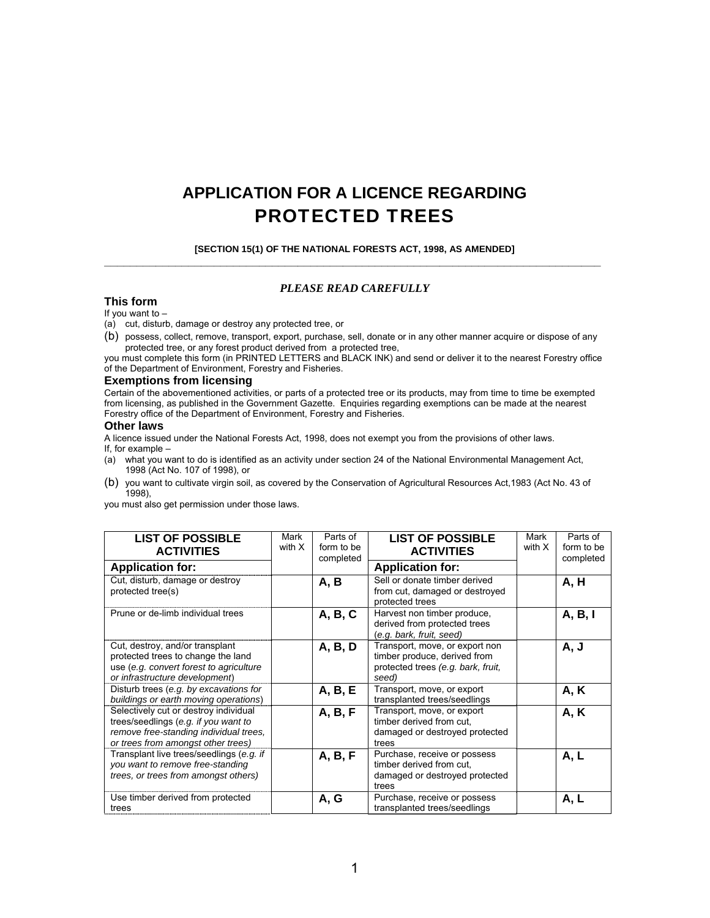# APPLICATION FOR A LICENCE REGARDING PROTECTED TREES

**[SECTION 15(1) OF THE NATIONAL FORESTS ACT, 1998, AS AMENDED]**

***PLEASE READ CAREFULLY***

### This form

If you want to –

(a) cut, disturb, damage or destroy any protected tree, or

(b) possess, collect, remove, transport, export, purchase, sell, donate or in any other manner acquire or dispose of any protected tree, or any forest product derived from a protected tree,

you must complete this form (in PRINTED LETTERS and BLACK INK) and send or deliver it to the nearest Forestry office of the Department of Environment, Forestry and Fisheries.

### Exemptions from licensing

Certain of the abovementioned activities, or parts of a protected tree or its products, may from time to time be exempted from licensing, as published in the Government Gazette. Enquiries regarding exemptions can be made at the nearest Forestry office of the Department of Environment, Forestry and Fisheries.

### Other laws

A licence issued under the National Forests Act, 1998, does not exempt you from the provisions of other laws.

If, for example –

(a) what you want to do is identified as an activity under section 24 of the National Environmental Management Act, 1998 (Act No. 107 of 1998), or

(b) you want to cultivate virgin soil, as covered by the Conservation of Agricultural Resources Act,1983 (Act No. 43 of 1998),

you must also get permission under those laws.

| LIST OF POSSIBLE ACTIVITIES | Mark with X | Parts of form to be completed | LIST OF POSSIBLE ACTIVITIES | Mark with X | Parts of form to be completed |
|---|---|---|---|---|---|
| **Application for:** | | | **Application for:** | | |
| Cut, disturb, damage or destroy protected tree(s) | | **A, B** | Sell or donate timber derived from cut, damaged or destroyed protected trees | | **A, H** |
| Prune or de-limb individual trees | | **A, B, C** | Harvest non timber produce, derived from protected trees (*e.g. bark, fruit, seed*) | | **A, B, I** |
| Cut, destroy, and/or transplant protected trees to change the land use (*e.g. convert forest to agriculture or infrastructure development*) | | **A, B, D** | Transport, move, or export non timber produce, derived from protected trees *(e.g. bark, fruit, seed)* | | **A, J** |
| Disturb trees (*e.g. by excavations for buildings or earth moving operations*) | | **A, B, E** | Transport, move, or export transplanted trees/seedlings | | **A, K** |
| Selectively cut or destroy individual trees/seedlings (*e.g. if you want to remove free-standing individual trees, or trees from amongst other trees)* | | **A, B, F** | Transport, move, or export timber derived from cut, damaged or destroyed protected trees | | **A, K** |
| Transplant live trees/seedlings (*e.g. if you want to remove free-standing trees, or trees from amongst others)* | | **A, B, F** | Purchase, receive or possess timber derived from cut, damaged or destroyed protected trees | | **A, L** |
| Use timber derived from protected trees | | **A, G** | Purchase, receive or possess transplanted trees/seedlings | | **A, L** |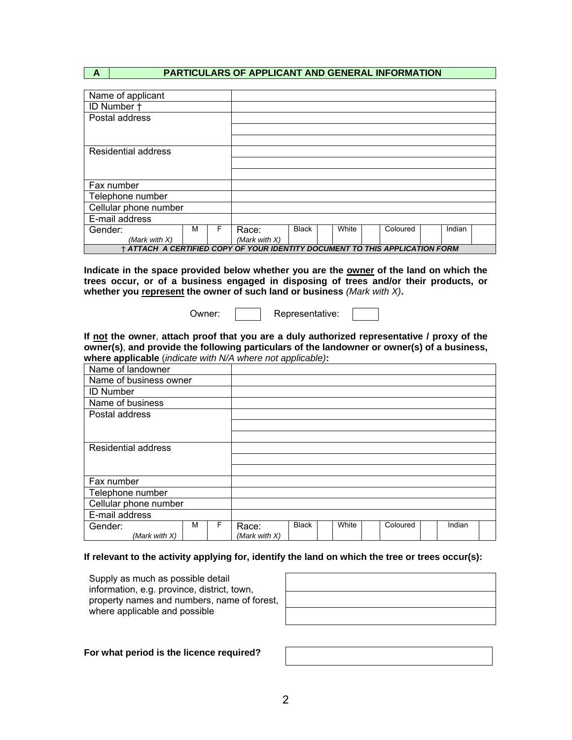| A | PARTICULARS OF APPLICANT AND GENERAL INFORMATION |
|---|---|

| | | | | | | | | | | | |
|---|---|---|---|---|---|---|---|---|---|---|---|
| Name of applicant | | | | | | | | | | | |
| ID Number † | | | | | | | | | | | |
| Postal address | | | | | | | | | | | |
| | | | | | | | | | | | |
| | | | | | | | | | | | |
| Residential address | | | | | | | | | | | |
| | | | | | | | | | | | |
| | | | | | | | | | | | |
| Fax number | | | | | | | | | | | |
| Telephone number | | | | | | | | | | | |
| Cellular phone number | | | | | | | | | | | |
| E-mail address | | | | | | | | | | | |
| Gender: *(Mark with X)* | M | F | Race: *(Mark with X)* | Black | | White | | Coloured | | Indian | |
| ***† ATTACH A CERTIFIED COPY OF YOUR IDENTITY DOCUMENT TO THIS APPLICATION FORM*** | | | | | | | | | | | |

**Indicate in the space provided below whether you are the <u>owner</u> of the land on which the trees occur, or of a business engaged in disposing of trees and/or their products, or whether you <u>represent</u> the owner of such land or business** *(Mark with X)***.**

Owner: [ ] Representative: [ ]

**If <u>not</u> the owner**, **attach proof that you are a duly authorized representative / proxy of the owner(s)**, **and provide the following particulars of the landowner or owner(s) of a business, where applicable** (*indicate with N/A where not applicable)***:**

| | | | | | | | | | | | |
|---|---|---|---|---|---|---|---|---|---|---|---|
| Name of landowner | | | | | | | | | | | |
| Name of business owner | | | | | | | | | | | |
| ID Number | | | | | | | | | | | |
| Name of business | | | | | | | | | | | |
| Postal address | | | | | | | | | | | |
| | | | | | | | | | | | |
| | | | | | | | | | | | |
| Residential address | | | | | | | | | | | |
| | | | | | | | | | | | |
| | | | | | | | | | | | |
| Fax number | | | | | | | | | | | |
| Telephone number | | | | | | | | | | | |
| Cellular phone number | | | | | | | | | | | |
| E-mail address | | | | | | | | | | | |
| Gender: *(Mark with X)* | M | F | Race: *(Mark with X)* | Black | | White | | Coloured | | Indian | |

**If relevant to the activity applying for, identify the land on which the tree or trees occur(s):**

| Supply as much as possible detail information, e.g. province, district, town, property names and numbers, name of forest, where applicable and possible | |
|---|---|
| | |
| | |

| **For what period is the licence required?** | |
|---|---|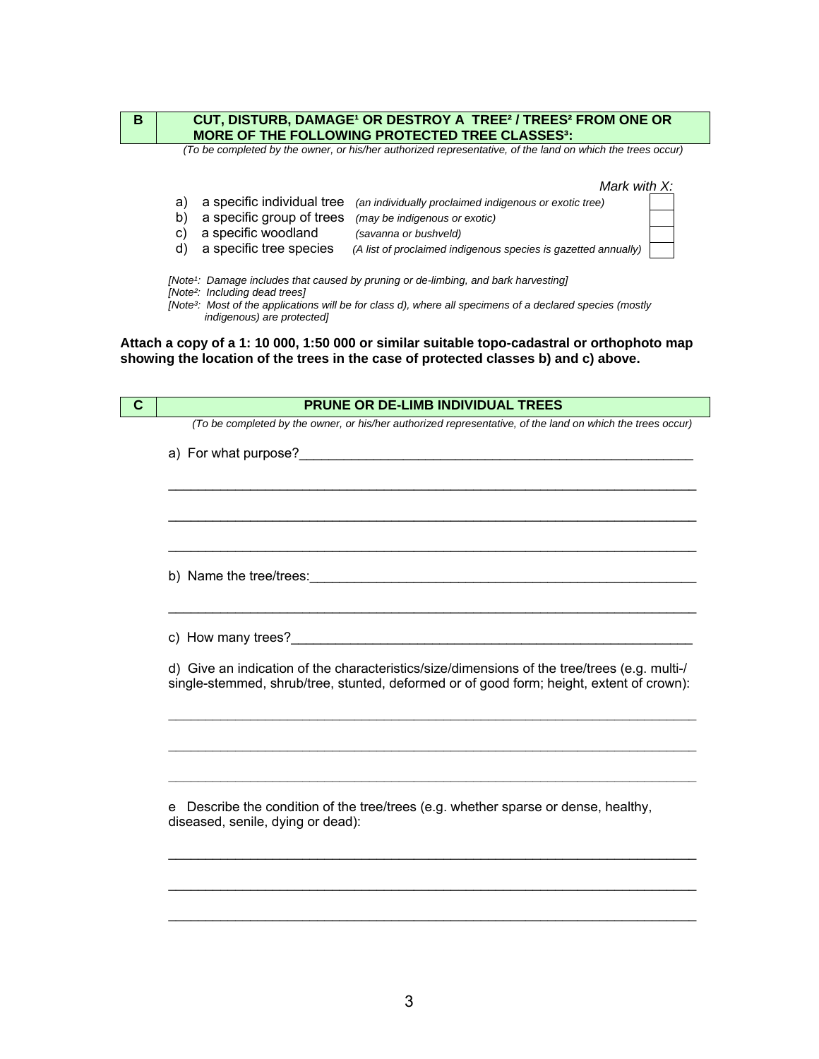## B — CUT, DISTURB, DAMAGE[1] OR DESTROY A TREE[2] / TREES[2] FROM ONE OR MORE OF THE FOLLOWING PROTECTED TREE CLASSES[3]:

*(To be completed by the owner, or his/her authorized representative, of the land on which the trees occur)*

| | | | *Mark with X:* |
|---|---|---|---|
| a) | a specific individual tree | *(an individually proclaimed indigenous or exotic tree)* | |
| b) | a specific group of trees | *(may be indigenous or exotic)* | |
| c) | a specific woodland | *(savanna or bushveld)* | |
| d) | a specific tree species | *(A list of proclaimed indigenous species is gazetted annually)* | |

*[Note[1]: Damage includes that caused by pruning or de-limbing, and bark harvesting]*
*[Note[2]: Including dead trees]*
*[Note[3]: Most of the applications will be for class d), where all specimens of a declared species (mostly indigenous) are protected]*

**Attach a copy of a 1: 10 000, 1:50 000 or similar suitable topo-cadastral or orthophoto map showing the location of the trees in the case of protected classes b) and c) above.**

## C — PRUNE OR DE-LIMB INDIVIDUAL TREES

*(To be completed by the owner, or his/her authorized representative, of the land on which the trees occur)*

a) For what purpose?_______________________________________________________

___________________________________________________________________________

___________________________________________________________________________

___________________________________________________________________________

b) Name the tree/trees:_____________________________________________________

___________________________________________________________________________

c) How many trees?________________________________________________________

d) Give an indication of the characteristics/size/dimensions of the tree/trees (e.g. multi-/ single-stemmed, shrub/tree, stunted, deformed or of good form; height, extent of crown):

___________________________________________________________________________

___________________________________________________________________________

___________________________________________________________________________

e Describe the condition of the tree/trees (e.g. whether sparse or dense, healthy, diseased, senile, dying or dead):

___________________________________________________________________________

___________________________________________________________________________

___________________________________________________________________________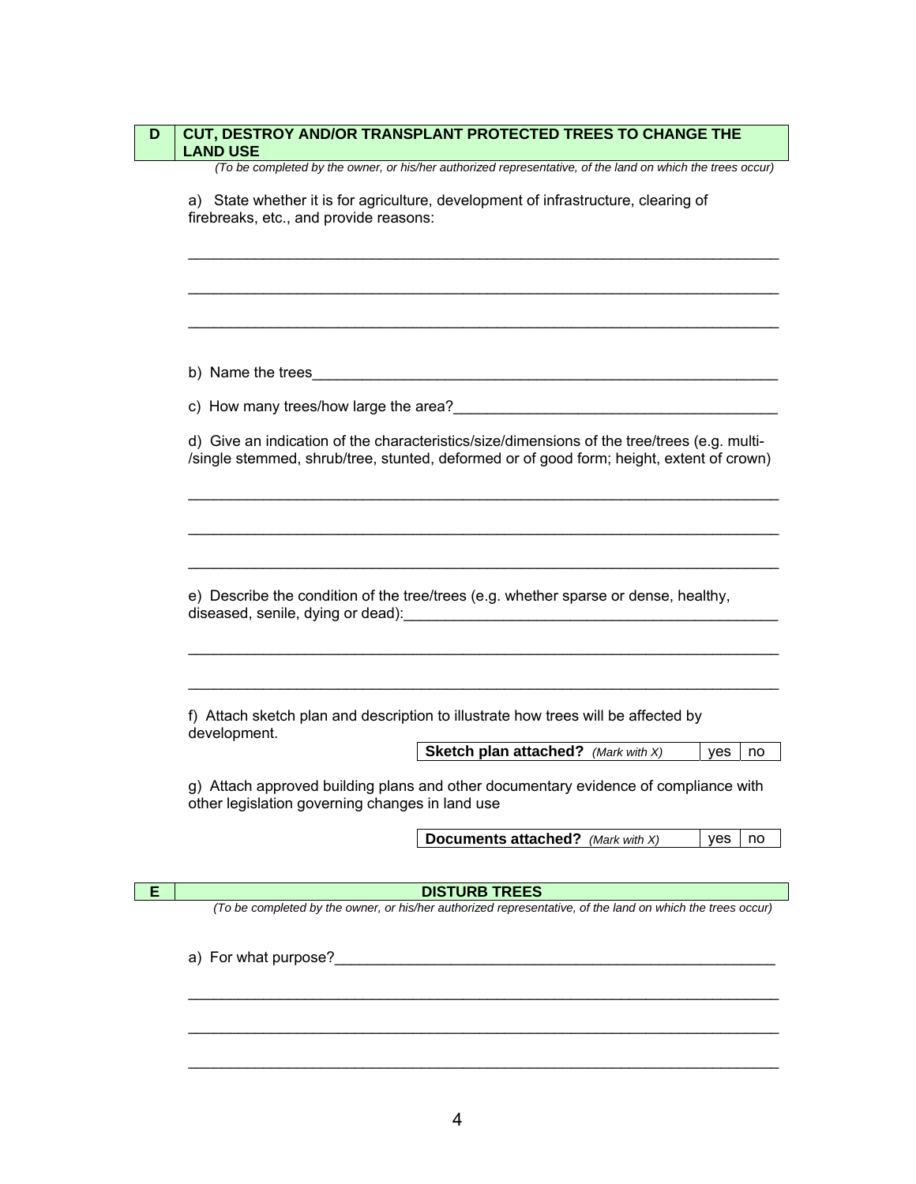## D CUT, DESTROY AND/OR TRANSPLANT PROTECTED TREES TO CHANGE THE LAND USE

*(To be completed by the owner, or his/her authorized representative, of the land on which the trees occur)*

a) State whether it is for agriculture, development of infrastructure, clearing of firebreaks, etc., and provide reasons:

___________________________________________________________________________

___________________________________________________________________________

___________________________________________________________________________

b) Name the trees_____________________________________________________________

c) How many trees/how large the area?____________________________________________

d) Give an indication of the characteristics/size/dimensions of the tree/trees (e.g. multi-/single stemmed, shrub/tree, stunted, deformed or of good form; height, extent of crown)

___________________________________________________________________________

___________________________________________________________________________

___________________________________________________________________________

e) Describe the condition of the tree/trees (e.g. whether sparse or dense, healthy, diseased, senile, dying or dead):______________________________________________

___________________________________________________________________________

___________________________________________________________________________

f) Attach sketch plan and description to illustrate how trees will be affected by development.

| **Sketch plan attached?** *(Mark with X)* | yes | no |
|---|---|---|

g) Attach approved building plans and other documentary evidence of compliance with other legislation governing changes in land use

| **Documents attached?** *(Mark with X)* | yes | no |
|---|---|---|

## E DISTURB TREES

*(To be completed by the owner, or his/her authorized representative, of the land on which the trees occur)*

a) For what purpose?__________________________________________________________

___________________________________________________________________________

___________________________________________________________________________

___________________________________________________________________________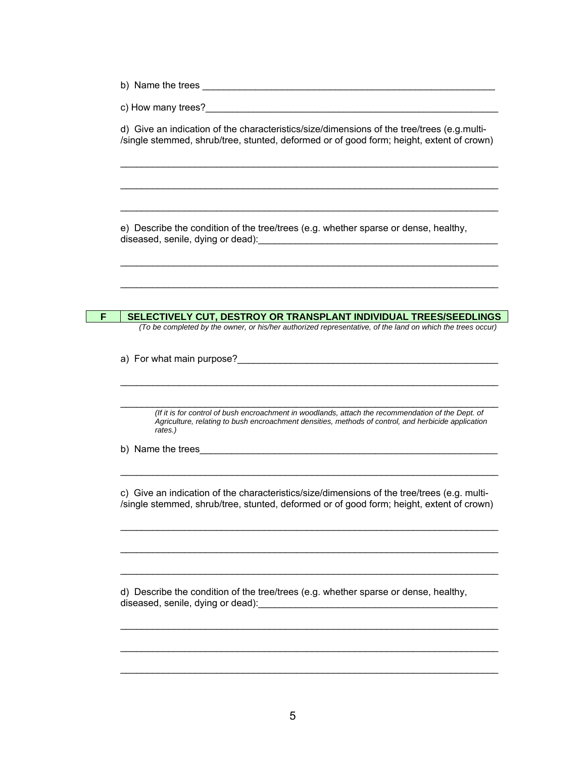b) Name the trees ______________________________________________________

c) How many trees?______________________________________________________

d) Give an indication of the characteristics/size/dimensions of the tree/trees (e.g.multi-/single stemmed, shrub/tree, stunted, deformed or of good form; height, extent of crown)

_________________________________________________________________________

_________________________________________________________________________

_________________________________________________________________________

e) Describe the condition of the tree/trees (e.g. whether sparse or dense, healthy, diseased, senile, dying or dead):______________________________________________

_________________________________________________________________________

_________________________________________________________________________

## F SELECTIVELY CUT, DESTROY OR TRANSPLANT INDIVIDUAL TREES/SEEDLINGS

*(To be completed by the owner, or his/her authorized representative, of the land on which the trees occur)*

a) For what main purpose?________________________________________________

_________________________________________________________________________

_________________________________________________________________________

*(If it is for control of bush encroachment in woodlands, attach the recommendation of the Dept. of Agriculture, relating to bush encroachment densities, methods of control, and herbicide application rates.)*

b) Name the trees_______________________________________________________

_________________________________________________________________________

c) Give an indication of the characteristics/size/dimensions of the tree/trees (e.g. multi-/single stemmed, shrub/tree, stunted, deformed or of good form; height, extent of crown)

_________________________________________________________________________

_________________________________________________________________________

_________________________________________________________________________

d) Describe the condition of the tree/trees (e.g. whether sparse or dense, healthy, diseased, senile, dying or dead):______________________________________________

_________________________________________________________________________

_________________________________________________________________________

_________________________________________________________________________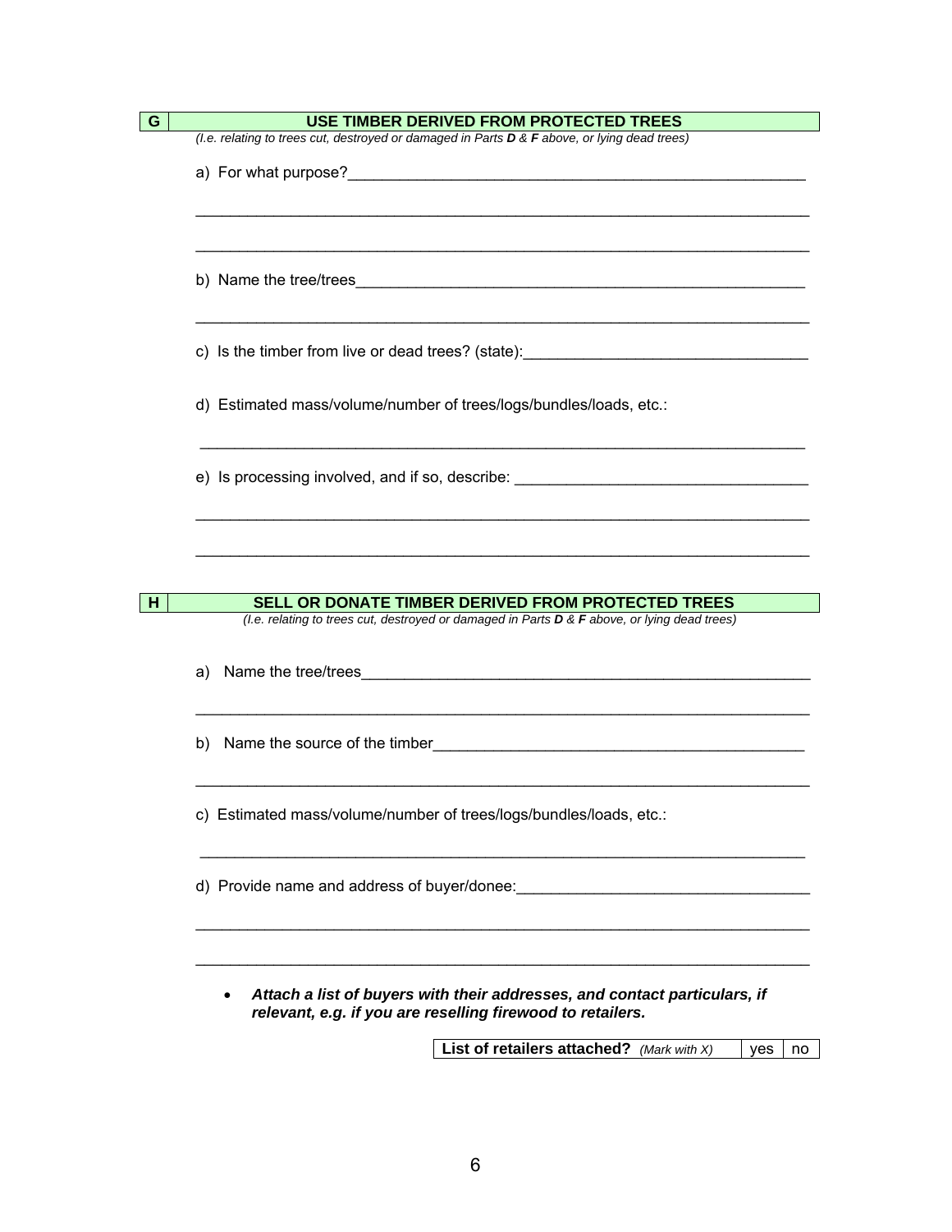## G — USE TIMBER DERIVED FROM PROTECTED TREES

*(I.e. relating to trees cut, destroyed or damaged in Parts **D** & **F** above, or lying dead trees)*

a) For what purpose?_______________________________________________________

___________________________________________________________________________

___________________________________________________________________________

b) Name the tree/trees_______________________________________________________

___________________________________________________________________________

c) Is the timber from live or dead trees? (state):_________________________________

d) Estimated mass/volume/number of trees/logs/bundles/loads, etc.:

___________________________________________________________________________

e) Is processing involved, and if so, describe: __________________________________

___________________________________________________________________________

___________________________________________________________________________

## H — SELL OR DONATE TIMBER DERIVED FROM PROTECTED TREES

*(I.e. relating to trees cut, destroyed or damaged in Parts **D** & **F** above, or lying dead trees)*

a) Name the tree/trees_______________________________________________________

___________________________________________________________________________

b) Name the source of the timber____________________________________________

___________________________________________________________________________

c) Estimated mass/volume/number of trees/logs/bundles/loads, etc.:

___________________________________________________________________________

d) Provide name and address of buyer/donee:__________________________________

___________________________________________________________________________

___________________________________________________________________________

- ***Attach a list of buyers with their addresses, and contact particulars, if relevant, e.g. if you are reselling firewood to retailers.***

| **List of retailers attached?** *(Mark with X)* | yes | no |
|---|---|---|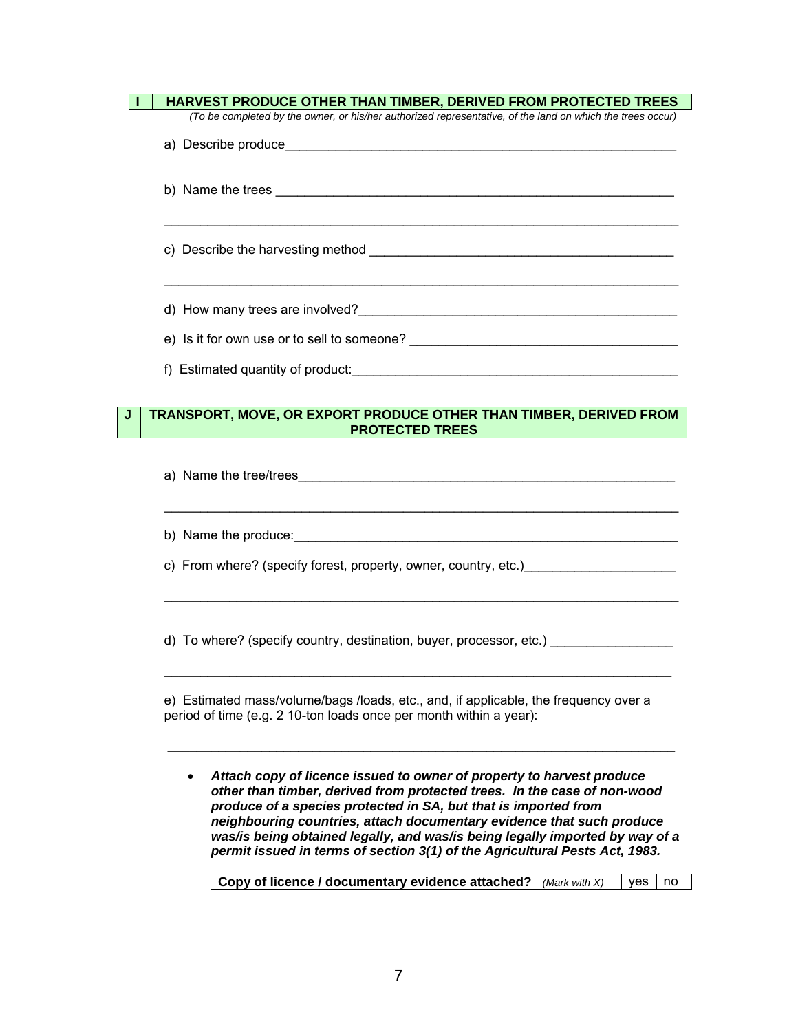| I | HARVEST PRODUCE OTHER THAN TIMBER, DERIVED FROM PROTECTED TREES |
|---|---|

*(To be completed by the owner, or his/her authorized representative, of the land on which the trees occur)*

a) Describe produce_______________________________________________________

b) Name the trees ________________________________________________________

___________________________________________________________________________

c) Describe the harvesting method __________________________________________

___________________________________________________________________________

d) How many trees are involved?____________________________________________

e) Is it for own use or to sell to someone? ___________________________________

f) Estimated quantity of product:____________________________________________

| J | TRANSPORT, MOVE, OR EXPORT PRODUCE OTHER THAN TIMBER, DERIVED FROM PROTECTED TREES |
|---|---|

a) Name the tree/trees____________________________________________________

___________________________________________________________________________

b) Name the produce:_____________________________________________________

c) From where? (specify forest, property, owner, country, etc.)_____________________

___________________________________________________________________________

d) To where? (specify country, destination, buyer, processor, etc.) _________________

___________________________________________________________________________

e) Estimated mass/volume/bags /loads, etc., and, if applicable, the frequency over a period of time (e.g. 2 10-ton loads once per month within a year):

___________________________________________________________________________

- ***Attach copy of licence issued to owner of property to harvest produce other than timber, derived from protected trees. In the case of non-wood produce of a species protected in SA, but that is imported from neighbouring countries, attach documentary evidence that such produce was/is being obtained legally, and was/is being legally imported by way of a permit issued in terms of section 3(1) of the Agricultural Pests Act, 1983.***

| **Copy of licence / documentary evidence attached?** *(Mark with X)* | yes | no |
|---|---|---|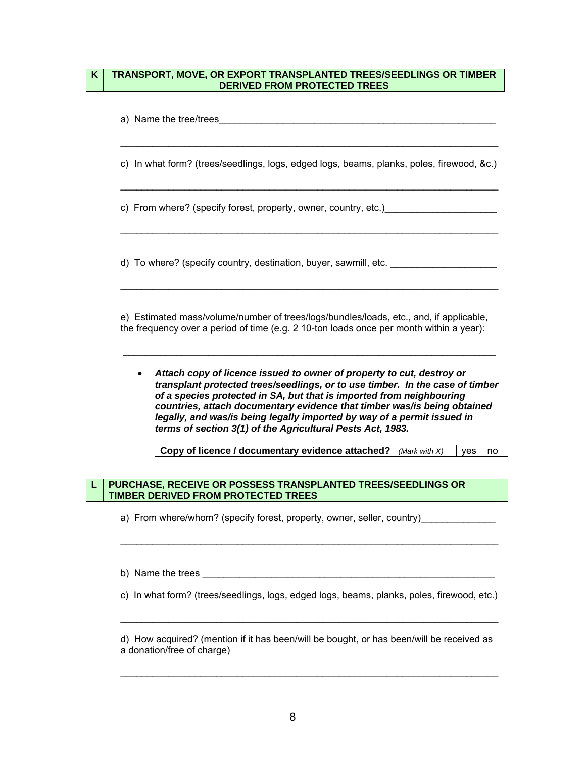## K TRANSPORT, MOVE, OR EXPORT TRANSPLANTED TREES/SEEDLINGS OR TIMBER DERIVED FROM PROTECTED TREES

a) Name the tree/trees_______________________________________________________

___________________________________________________________________________

c) In what form? (trees/seedlings, logs, edged logs, beams, planks, poles, firewood, &c.)

___________________________________________________________________________

c) From where? (specify forest, property, owner, country, etc.)_____________________

___________________________________________________________________________

d) To where? (specify country, destination, buyer, sawmill, etc. ____________________

___________________________________________________________________________

e) Estimated mass/volume/number of trees/logs/bundles/loads, etc., and, if applicable, the frequency over a period of time (e.g. 2 10-ton loads once per month within a year):

___________________________________________________________________________

- ***Attach copy of licence issued to owner of property to cut, destroy or transplant protected trees/seedlings, or to use timber. In the case of timber of a species protected in SA, but that is imported from neighbouring countries, attach documentary evidence that timber was/is being obtained legally, and was/is being legally imported by way of a permit issued in terms of section 3(1) of the Agricultural Pests Act, 1983.***

| **Copy of licence / documentary evidence attached?** *(Mark with X)* | yes | no |
|---|---|---|

## L PURCHASE, RECEIVE OR POSSESS TRANSPLANTED TREES/SEEDLINGS OR TIMBER DERIVED FROM PROTECTED TREES

a) From where/whom? (specify forest, property, owner, seller, country)______________

___________________________________________________________________________

b) Name the trees __________________________________________________________

c) In what form? (trees/seedlings, logs, edged logs, beams, planks, poles, firewood, etc.)

___________________________________________________________________________

d) How acquired? (mention if it has been/will be bought, or has been/will be received as a donation/free of charge)

___________________________________________________________________________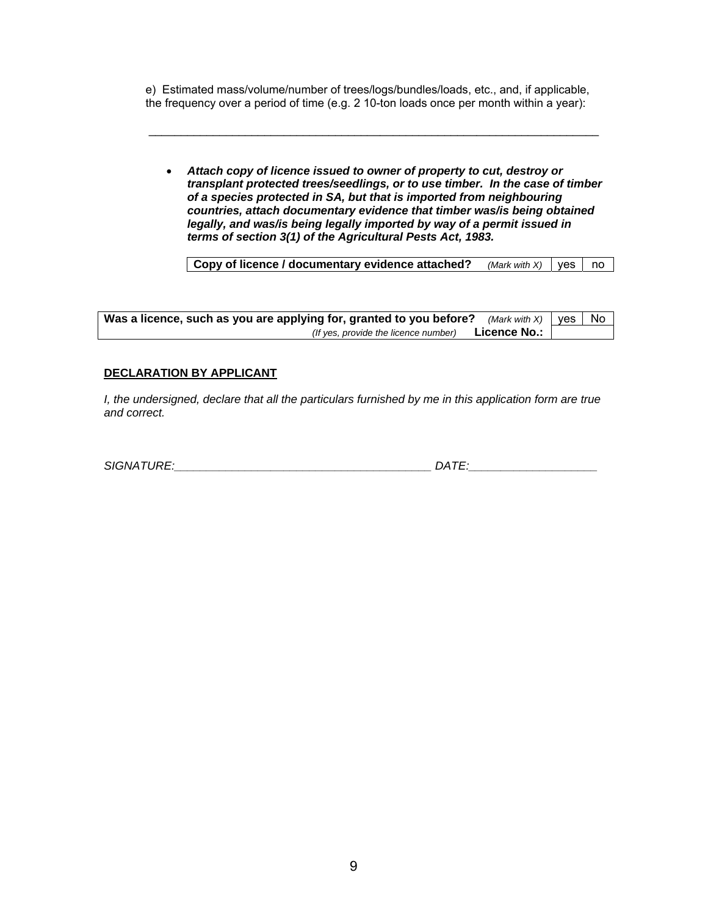e) Estimated mass/volume/number of trees/logs/bundles/loads, etc., and, if applicable, the frequency over a period of time (e.g. 2 10-ton loads once per month within a year):

_______________________________________________________________________

- ***Attach copy of licence issued to owner of property to cut, destroy or transplant protected trees/seedlings, or to use timber. In the case of timber of a species protected in SA, but that is imported from neighbouring countries, attach documentary evidence that timber was/is being obtained legally, and was/is being legally imported by way of a permit issued in terms of section 3(1) of the Agricultural Pests Act, 1983.***

| **Copy of licence / documentary evidence attached?** *(Mark with X)* | yes | no |
|---|---|---|

| **Was a licence, such as you are applying for, granted to you before?** *(Mark with X)* | yes | No |
|---|---|---|
| *(If yes, provide the licence number)* **Licence No.:** | | |

**DECLARATION BY APPLICANT**

*I, the undersigned, declare that all the particulars furnished by me in this application form are true and correct.*

*SIGNATURE:________________________________________ DATE:____________________*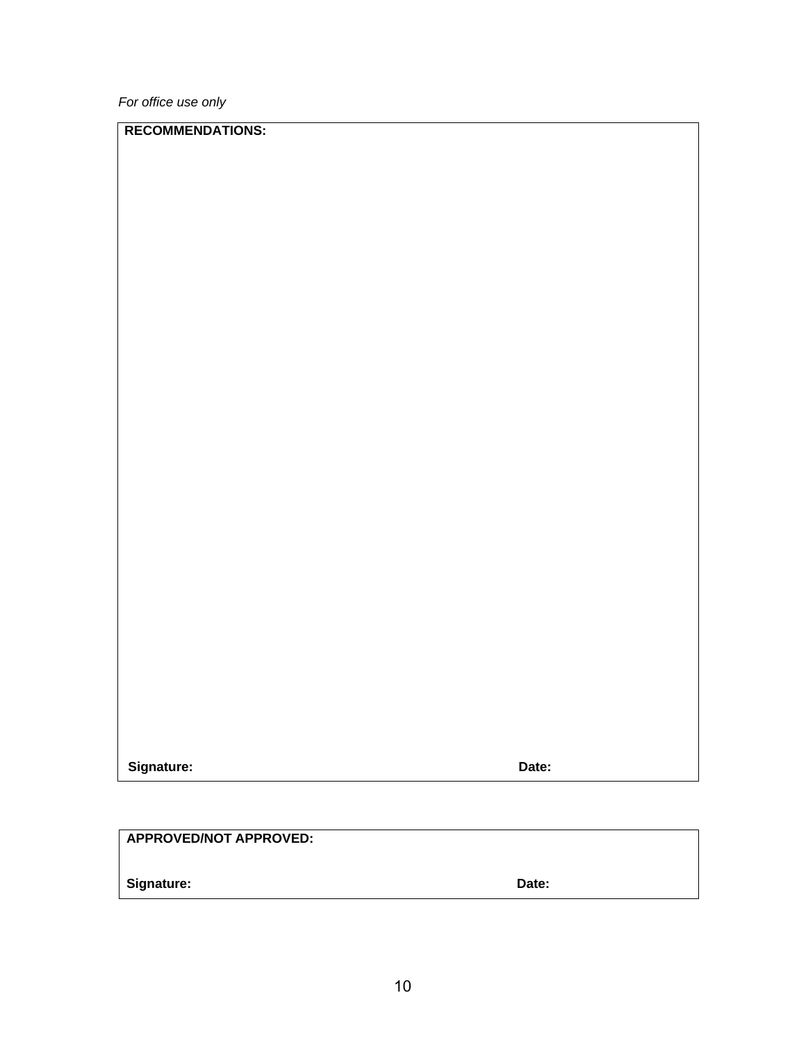*For office use only*

| **RECOMMENDATIONS:** | |
| --- | --- |
| | |
| **Signature:** | **Date:** |

| **APPROVED/NOT APPROVED:** | |
| --- | --- |
| **Signature:** | **Date:** |